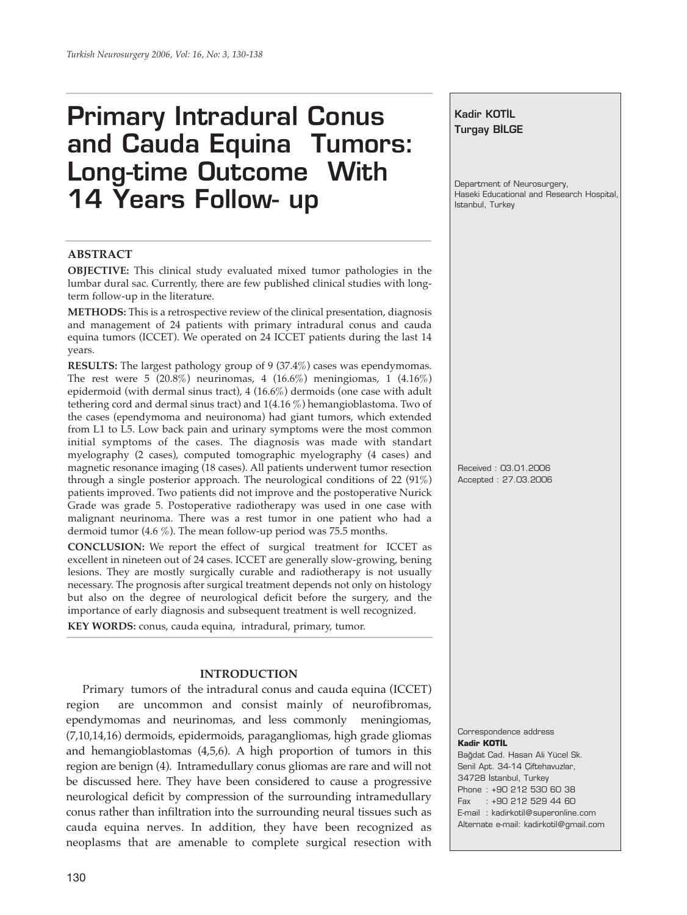# Primary Intradural Conus and Cauda Equina Tumors: Long-time Outcome With 14 Years Follow- up

**Kadir KOTİL**
**Turgay BİLGE**

Department of Neurosurgery,
Haseki Educational and Research Hospital,
Istanbul, Turkey

## ABSTRACT

**OBJECTIVE:** This clinical study evaluated mixed tumor pathologies in the lumbar dural sac. Currently, there are few published clinical studies with long-term follow-up in the literature.

**METHODS:** This is a retrospective review of the clinical presentation, diagnosis and management of 24 patients with primary intradural conus and cauda equina tumors (ICCET). We operated on 24 ICCET patients during the last 14 years.

**RESULTS:** The largest pathology group of 9 (37.4%) cases was ependymomas. The rest were 5 (20.8%) neurinomas, 4 (16.6%) meningiomas, 1 (4.16%) epidermoid (with dermal sinus tract), 4 (16.6%) dermoids (one case with adult tethering cord and dermal sinus tract) and 1(4.16 %) hemangioblastoma. Two of the cases (ependymoma and neuironoma) had giant tumors, which extended from L1 to L5. Low back pain and urinary symptoms were the most common initial symptoms of the cases. The diagnosis was made with standart myelography (2 cases), computed tomographic myelography (4 cases) and magnetic resonance imaging (18 cases). All patients underwent tumor resection through a single posterior approach. The neurological conditions of 22 (91%) patients improved. Two patients did not improve and the postoperative Nurick Grade was grade 5. Postoperative radiotherapy was used in one case with malignant neurinoma. There was a rest tumor in one patient who had a dermoid tumor (4.6 %). The mean follow-up period was 75.5 months.

**CONCLUSION:** We report the effect of surgical treatment for ICCET as excellent in nineteen out of 24 cases. ICCET are generally slow-growing, bening lesions. They are mostly surgically curable and radiotherapy is not usually necessary. The prognosis after surgical treatment depends not only on histology but also on the degree of neurological deficit before the surgery, and the importance of early diagnosis and subsequent treatment is well recognized.

**KEY WORDS:** conus, cauda equina, intradural, primary, tumor.

Received : 03.01.2006
Accepted : 27.03.2006

Correspondence address
**Kadir KOTİL**
Bağdat Cad. Hasan Ali Yücel Sk.
Senil Apt. 34-14 Çiftehavuzlar,
34728 İstanbul, Turkey
Phone : +90 212 530 60 38
Fax : +90 212 529 44 60
E-mail : kadirkotil@superonline.com
Alternate e-mail: kadirkotil@gmail.com

## INTRODUCTION

Primary tumors of the intradural conus and cauda equina (ICCET) region are uncommon and consist mainly of neurofibromas, ependymomas and neurinomas, and less commonly meningiomas, (7,10,14,16) dermoids, epidermoids, paragangliomas, high grade gliomas and hemangioblastomas (4,5,6). A high proportion of tumors in this region are benign (4). Intramedullary conus gliomas are rare and will not be discussed here. They have been considered to cause a progressive neurological deficit by compression of the surrounding intramedullary conus rather than infiltration into the surrounding neural tissues such as cauda equina nerves. In addition, they have been recognized as neoplasms that are amenable to complete surgical resection with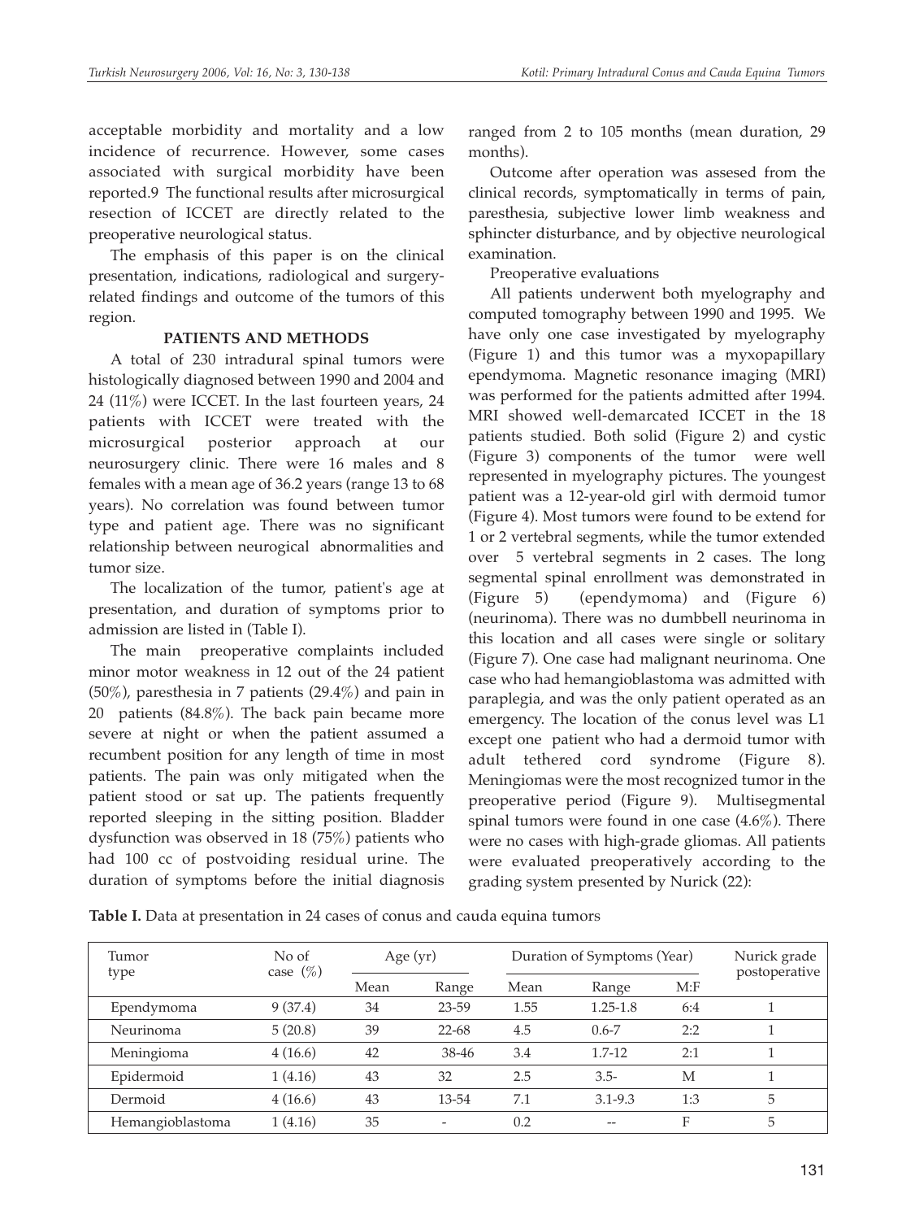acceptable morbidity and mortality and a low incidence of recurrence. However, some cases associated with surgical morbidity have been reported.9 The functional results after microsurgical resection of ICCET are directly related to the preoperative neurological status.

The emphasis of this paper is on the clinical presentation, indications, radiological and surgery-related findings and outcome of the tumors of this region.

## PATIENTS AND METHODS

A total of 230 intradural spinal tumors were histologically diagnosed between 1990 and 2004 and 24 (11%) were ICCET. In the last fourteen years, 24 patients with ICCET were treated with the microsurgical posterior approach at our neurosurgery clinic. There were 16 males and 8 females with a mean age of 36.2 years (range 13 to 68 years). No correlation was found between tumor type and patient age. There was no significant relationship between neurogical abnormalities and tumor size.

The localization of the tumor, patient's age at presentation, and duration of symptoms prior to admission are listed in (Table I).

The main preoperative complaints included minor motor weakness in 12 out of the 24 patient (50%), paresthesia in 7 patients (29.4%) and pain in 20 patients (84.8%). The back pain became more severe at night or when the patient assumed a recumbent position for any length of time in most patients. The pain was only mitigated when the patient stood or sat up. The patients frequently reported sleeping in the sitting position. Bladder dysfunction was observed in 18 (75%) patients who had 100 cc of postvoiding residual urine. The duration of symptoms before the initial diagnosis ranged from 2 to 105 months (mean duration, 29 months).

Outcome after operation was assesed from the clinical records, symptomatically in terms of pain, paresthesia, subjective lower limb weakness and sphincter disturbance, and by objective neurological examination.

Preoperative evaluations

All patients underwent both myelography and computed tomography between 1990 and 1995. We have only one case investigated by myelography (Figure 1) and this tumor was a myxopapillary ependymoma. Magnetic resonance imaging (MRI) was performed for the patients admitted after 1994. MRI showed well-demarcated ICCET in the 18 patients studied. Both solid (Figure 2) and cystic (Figure 3) components of the tumor were well represented in myelography pictures. The youngest patient was a 12-year-old girl with dermoid tumor (Figure 4). Most tumors were found to be extend for 1 or 2 vertebral segments, while the tumor extended over 5 vertebral segments in 2 cases. The long segmental spinal enrollment was demonstrated in (Figure 5) (ependymoma) and (Figure 6) (neurinoma). There was no dumbbell neurinoma in this location and all cases were single or solitary (Figure 7). One case had malignant neurinoma. One case who had hemangioblastoma was admitted with paraplegia, and was the only patient operated as an emergency. The location of the conus level was L1 except one patient who had a dermoid tumor with adult tethered cord syndrome (Figure 8). Meningiomas were the most recognized tumor in the preoperative period (Figure 9). Multisegmental spinal tumors were found in one case (4.6%). There were no cases with high-grade gliomas. All patients were evaluated preoperatively according to the grading system presented by Nurick (22):

**Table I.** Data at presentation in 24 cases of conus and cauda equina tumors

| Tumor type | No of case (%) | Age (yr) | | Duration of Symptoms (Year) | | | Nurick grade postoperative |
|---|---|---|---|---|---|---|---|
| | | Mean | Range | Mean | Range | M:F | |
| Ependymoma | 9 (37.4) | 34 | 23-59 | 1.55 | 1.25-1.8 | 6:4 | 1 |
| Neurinoma | 5 (20.8) | 39 | 22-68 | 4.5 | 0.6-7 | 2:2 | 1 |
| Meningioma | 4 (16.6) | 42 | 38-46 | 3.4 | 1.7-12 | 2:1 | 1 |
| Epidermoid | 1 (4.16) | 43 | 32 | 2.5 | 3.5- | M | 1 |
| Dermoid | 4 (16.6) | 43 | 13-54 | 7.1 | 3.1-9.3 | 1:3 | 5 |
| Hemangioblastoma | 1 (4.16) | 35 | - | 0.2 | -- | F | 5 |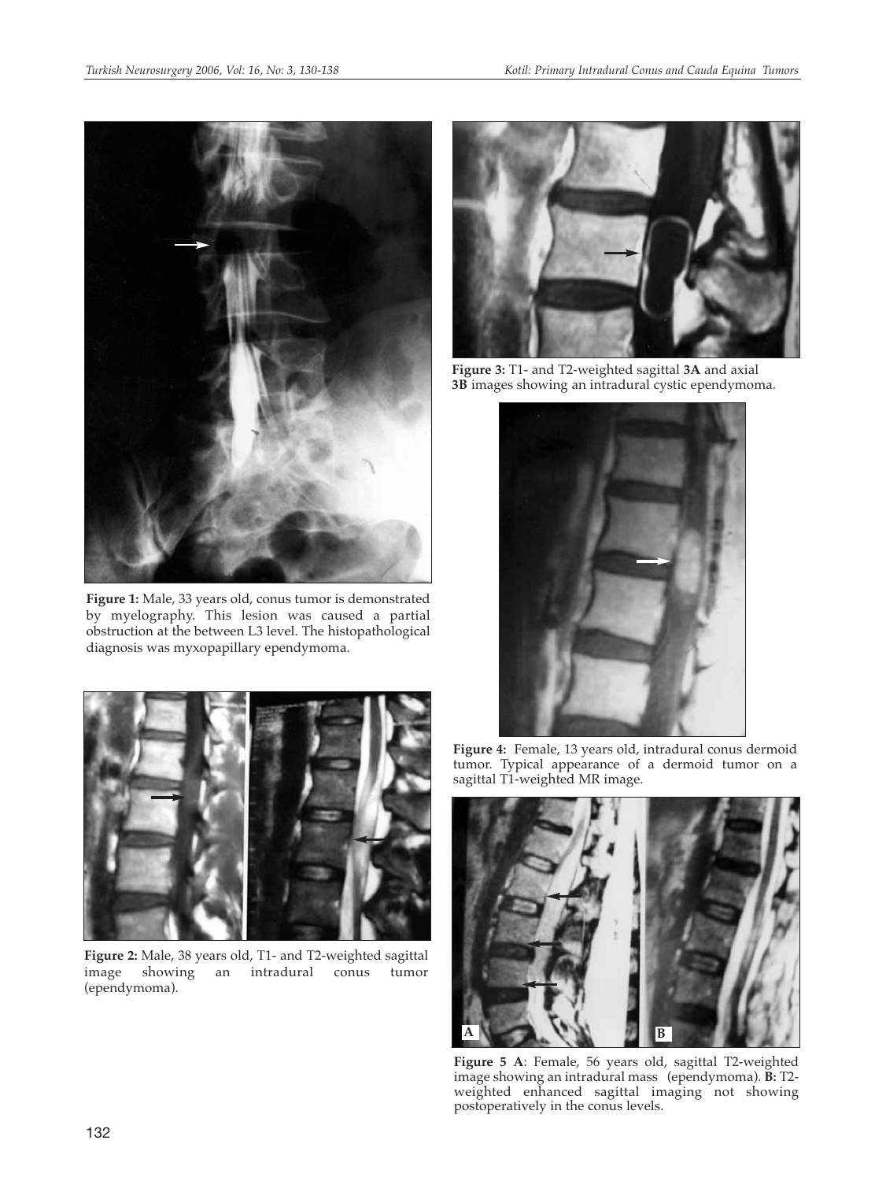**Figure 1:** Male, 33 years old, conus tumor is demonstrated by myelography. This lesion was caused a partial obstruction at the between L3 level. The histopathological diagnosis was myxopapillary ependymoma.

**Figure 2:** Male, 38 years old, T1- and T2-weighted sagittal image showing an intradural conus tumor (ependymoma).

**Figure 3:** T1- and T2-weighted sagittal **3A** and axial **3B** images showing an intradural cystic ependymoma.

**Figure 4:** Female, 13 years old, intradural conus dermoid tumor. Typical appearance of a dermoid tumor on a sagittal T1-weighted MR image.

**Figure 5 A**: Female, 56 years old, sagittal T2-weighted image showing an intradural mass (ependymoma). **B:** T2-weighted enhanced sagittal imaging not showing postoperatively in the conus levels.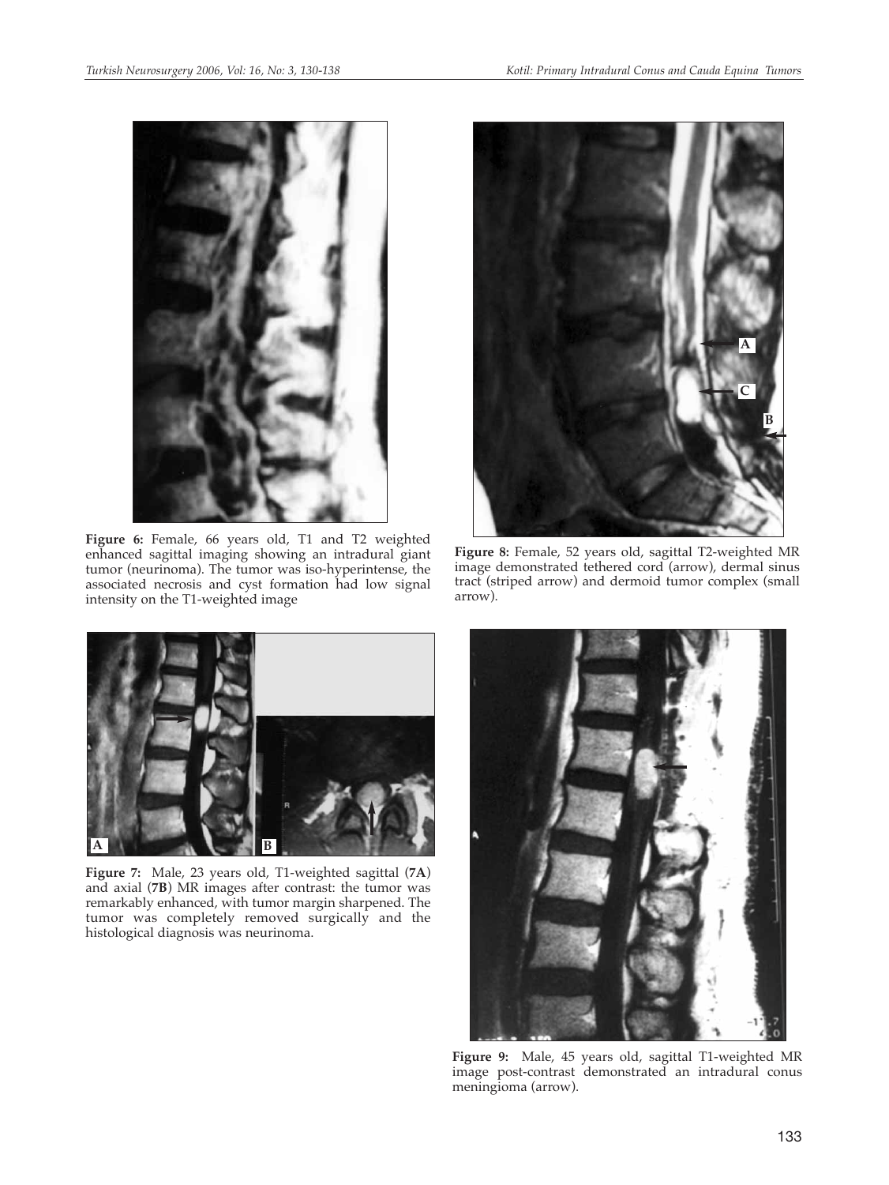**Figure 6:** Female, 66 years old, T1 and T2 weighted enhanced sagittal imaging showing an intradural giant tumor (neurinoma). The tumor was iso-hyperintense, the associated necrosis and cyst formation had low signal intensity on the T1-weighted image

**Figure 8:** Female, 52 years old, sagittal T2-weighted MR image demonstrated tethered cord (arrow), dermal sinus tract (striped arrow) and dermoid tumor complex (small arrow).

**Figure 7:** Male, 23 years old, T1-weighted sagittal (**7A**) and axial (**7B**) MR images after contrast: the tumor was remarkably enhanced, with tumor margin sharpened. The tumor was completely removed surgically and the histological diagnosis was neurinoma.

**Figure 9:** Male, 45 years old, sagittal T1-weighted MR image post-contrast demonstrated an intradural conus meningioma (arrow).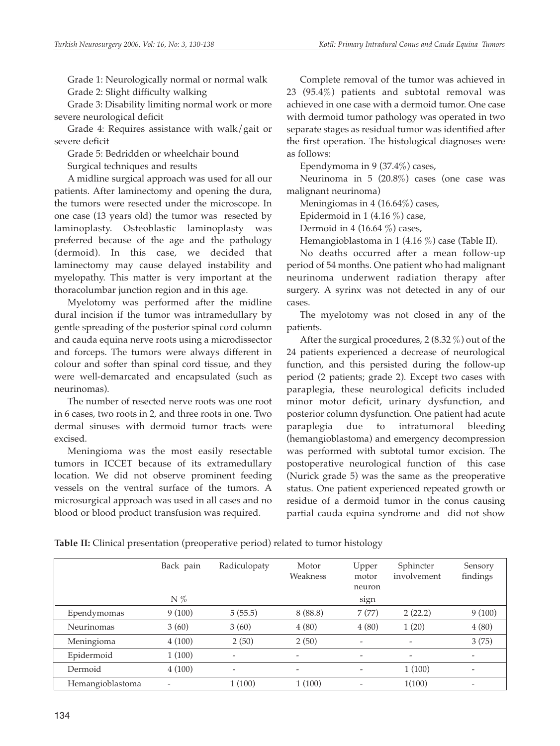Grade 1: Neurologically normal or normal walk

Grade 2: Slight difficulty walking

Grade 3: Disability limiting normal work or more severe neurological deficit

Grade 4: Requires assistance with walk/gait or severe deficit

Grade 5: Bedridden or wheelchair bound

Surgical techniques and results

A midline surgical approach was used for all our patients. After laminectomy and opening the dura, the tumors were resected under the microscope. In one case (13 years old) the tumor was resected by laminoplasty. Osteoblastic laminoplasty was preferred because of the age and the pathology (dermoid). In this case, we decided that laminectomy may cause delayed instability and myelopathy. This matter is very important at the thoracolumbar junction region and in this age.

Myelotomy was performed after the midline dural incision if the tumor was intramedullary by gentle spreading of the posterior spinal cord column and cauda equina nerve roots using a microdissector and forceps. The tumors were always different in colour and softer than spinal cord tissue, and they were well-demarcated and encapsulated (such as neurinomas).

The number of resected nerve roots was one root in 6 cases, two roots in 2, and three roots in one. Two dermal sinuses with dermoid tumor tracts were excised.

Meningioma was the most easily resectable tumors in ICCET because of its extramedullary location. We did not observe prominent feeding vessels on the ventral surface of the tumors. A microsurgical approach was used in all cases and no blood or blood product transfusion was required.

Complete removal of the tumor was achieved in 23 (95.4%) patients and subtotal removal was achieved in one case with a dermoid tumor. One case with dermoid tumor pathology was operated in two separate stages as residual tumor was identified after the first operation. The histological diagnoses were as follows:

Ependymoma in 9 (37.4%) cases,

Neurinoma in 5 (20.8%) cases (one case was malignant neurinoma)

Meningiomas in 4 (16.64%) cases,

Epidermoid in 1 (4.16 %) case,

Dermoid in 4 (16.64 %) cases,

Hemangioblastoma in 1 (4.16 %) case (Table II).

No deaths occurred after a mean follow-up period of 54 months. One patient who had malignant neurinoma underwent radiation therapy after surgery. A syrinx was not detected in any of our cases.

The myelotomy was not closed in any of the patients.

After the surgical procedures, 2 (8.32 %) out of the 24 patients experienced a decrease of neurological function, and this persisted during the follow-up period (2 patients; grade 2). Except two cases with paraplegia, these neurological deficits included minor motor deficit, urinary dysfunction, and posterior column dysfunction. One patient had acute paraplegia due to intratumoral bleeding (hemangioblastoma) and emergency decompression was performed with subtotal tumor excision. The postoperative neurological function of this case (Nurick grade 5) was the same as the preoperative status. One patient experienced repeated growth or residue of a dermoid tumor in the conus causing partial cauda equina syndrome and did not show

**Table II:** Clinical presentation (preoperative period) related to tumor histology

| | Back pain N % | Radiculopaty | Motor Weakness | Upper motor neuron sign | Sphincter involvement | Sensory findings |
|---|---|---|---|---|---|---|
| Ependymomas | 9 (100) | 5 (55.5) | 8 (88.8) | 7 (77) | 2 (22.2) | 9 (100) |
| Neurinomas | 3 (60) | 3 (60) | 4 (80) | 4 (80) | 1 (20) | 4 (80) |
| Meningioma | 4 (100) | 2 (50) | 2 (50) | - | - | 3 (75) |
| Epidermoid | 1 (100) | - | - | - | - | - |
| Dermoid | 4 (100) | - | - | - | 1 (100) | - |
| Hemangioblastoma | - | 1 (100) | 1 (100) | - | 1(100) | - |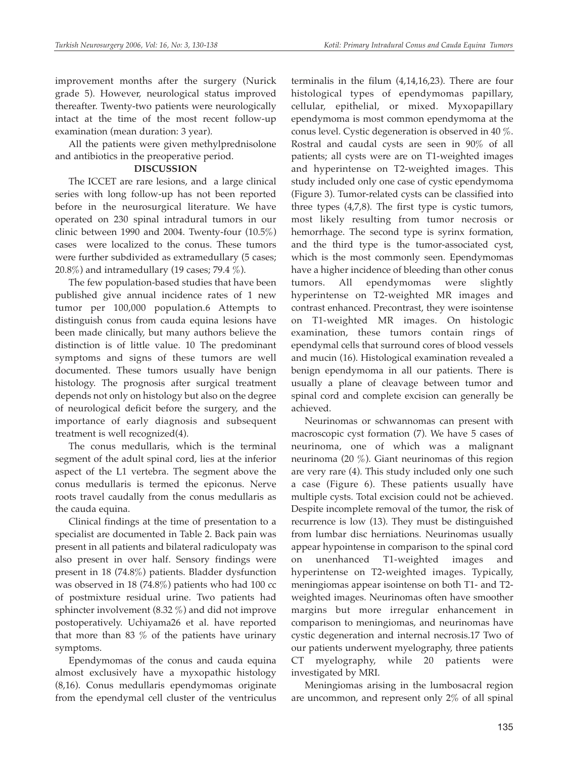improvement months after the surgery (Nurick grade 5). However, neurological status improved thereafter. Twenty-two patients were neurologically intact at the time of the most recent follow-up examination (mean duration: 3 year).

All the patients were given methylprednisolone and antibiotics in the preoperative period.

## DISCUSSION

The ICCET are rare lesions, and a large clinical series with long follow-up has not been reported before in the neurosurgical literature. We have operated on 230 spinal intradural tumors in our clinic between 1990 and 2004. Twenty-four (10.5%) cases were localized to the conus. These tumors were further subdivided as extramedullary (5 cases; 20.8%) and intramedullary (19 cases; 79.4 %).

The few population-based studies that have been published give annual incidence rates of 1 new tumor per 100,000 population.6 Attempts to distinguish conus from cauda equina lesions have been made clinically, but many authors believe the distinction is of little value. 10 The predominant symptoms and signs of these tumors are well documented. These tumors usually have benign histology. The prognosis after surgical treatment depends not only on histology but also on the degree of neurological deficit before the surgery, and the importance of early diagnosis and subsequent treatment is well recognized(4).

The conus medullaris, which is the terminal segment of the adult spinal cord, lies at the inferior aspect of the L1 vertebra. The segment above the conus medullaris is termed the epiconus. Nerve roots travel caudally from the conus medullaris as the cauda equina.

Clinical findings at the time of presentation to a specialist are documented in Table 2. Back pain was present in all patients and bilateral radiculopaty was also present in over half. Sensory findings were present in 18 (74.8%) patients. Bladder dysfunction was observed in 18 (74.8%) patients who had 100 cc of postmixture residual urine. Two patients had sphincter involvement (8.32 %) and did not improve postoperatively. Uchiyama26 et al. have reported that more than 83 % of the patients have urinary symptoms.

Ependymomas of the conus and cauda equina almost exclusively have a myxopathic histology (8,16). Conus medullaris ependymomas originate from the ependymal cell cluster of the ventriculus terminalis in the filum (4,14,16,23). There are four histological types of ependymomas papillary, cellular, epithelial, or mixed. Myxopapillary ependymoma is most common ependymoma at the conus level. Cystic degeneration is observed in 40 %. Rostral and caudal cysts are seen in 90% of all patients; all cysts were are on T1-weighted images and hyperintense on T2-weighted images. This study included only one case of cystic ependymoma (Figure 3). Tumor-related cysts can be classified into three types (4,7,8). The first type is cystic tumors, most likely resulting from tumor necrosis or hemorrhage. The second type is syrinx formation, and the third type is the tumor-associated cyst, which is the most commonly seen. Ependymomas have a higher incidence of bleeding than other conus tumors. All ependymomas were slightly hyperintense on T2-weighted MR images and contrast enhanced. Precontrast, they were isointense on T1-weighted MR images. On histologic examination, these tumors contain rings of ependymal cells that surround cores of blood vessels and mucin (16). Histological examination revealed a benign ependymoma in all our patients. There is usually a plane of cleavage between tumor and spinal cord and complete excision can generally be achieved.

Neurinomas or schwannomas can present with macroscopic cyst formation (7). We have 5 cases of neurinoma, one of which was a malignant neurinoma (20 %). Giant neurinomas of this region are very rare (4). This study included only one such a case (Figure 6). These patients usually have multiple cysts. Total excision could not be achieved. Despite incomplete removal of the tumor, the risk of recurrence is low (13). They must be distinguished from lumbar disc herniations. Neurinomas usually appear hypointense in comparison to the spinal cord on unenhanced T1-weighted images and hyperintense on T2-weighted images. Typically, meningiomas appear isointense on both T1- and T2-weighted images. Neurinomas often have smoother margins but more irregular enhancement in comparison to meningiomas, and neurinomas have cystic degeneration and internal necrosis.17 Two of our patients underwent myelography, three patients CT myelography, while 20 patients were investigated by MRI.

Meningiomas arising in the lumbosacral region are uncommon, and represent only 2% of all spinal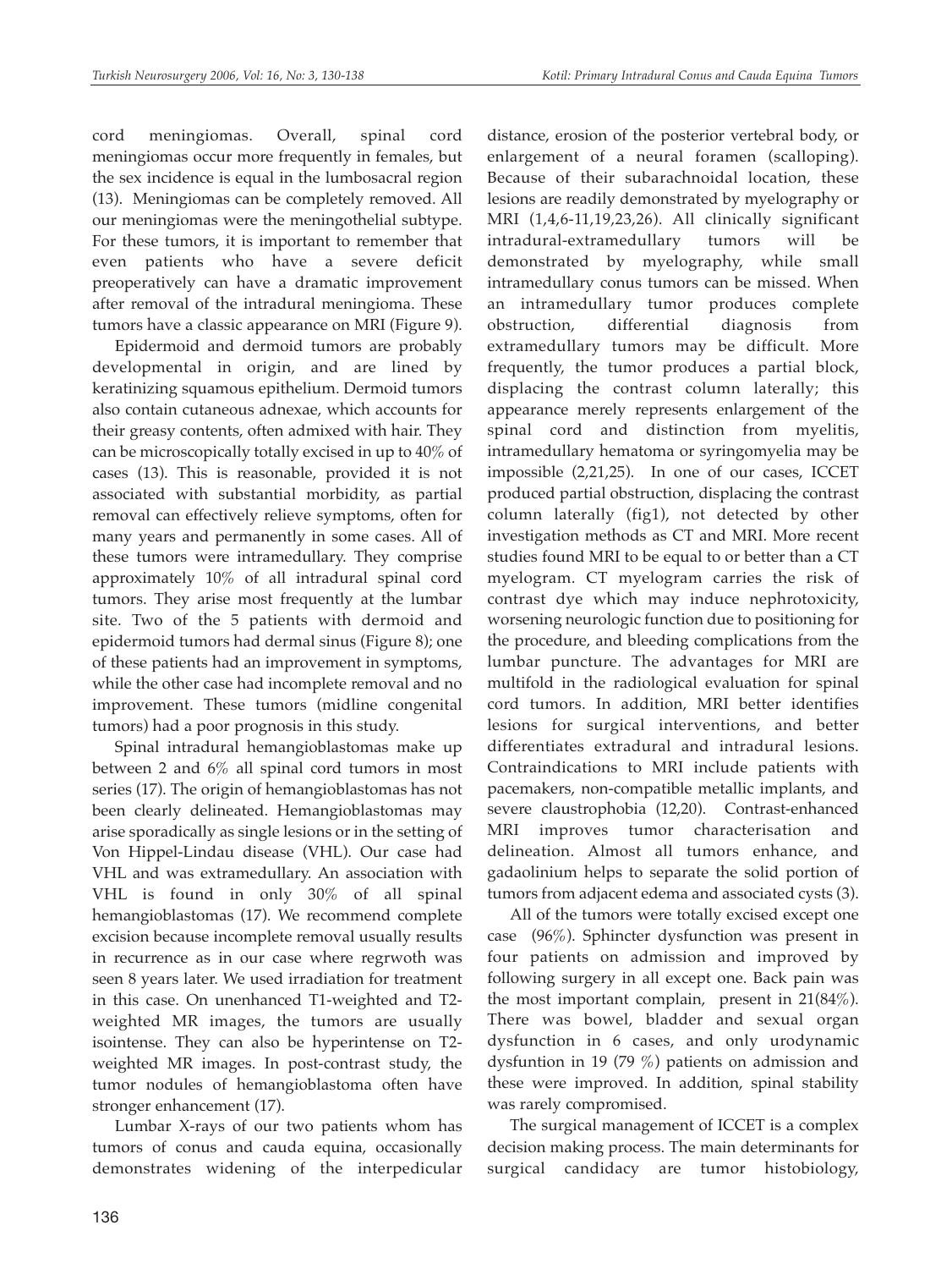cord meningiomas. Overall, spinal cord meningiomas occur more frequently in females, but the sex incidence is equal in the lumbosacral region (13). Meningiomas can be completely removed. All our meningiomas were the meningothelial subtype. For these tumors, it is important to remember that even patients who have a severe deficit preoperatively can have a dramatic improvement after removal of the intradural meningioma. These tumors have a classic appearance on MRI (Figure 9).

Epidermoid and dermoid tumors are probably developmental in origin, and are lined by keratinizing squamous epithelium. Dermoid tumors also contain cutaneous adnexae, which accounts for their greasy contents, often admixed with hair. They can be microscopically totally excised in up to 40% of cases (13). This is reasonable, provided it is not associated with substantial morbidity, as partial removal can effectively relieve symptoms, often for many years and permanently in some cases. All of these tumors were intramedullary. They comprise approximately 10% of all intradural spinal cord tumors. They arise most frequently at the lumbar site. Two of the 5 patients with dermoid and epidermoid tumors had dermal sinus (Figure 8); one of these patients had an improvement in symptoms, while the other case had incomplete removal and no improvement. These tumors (midline congenital tumors) had a poor prognosis in this study.

Spinal intradural hemangioblastomas make up between 2 and 6% all spinal cord tumors in most series (17). The origin of hemangioblastomas has not been clearly delineated. Hemangioblastomas may arise sporadically as single lesions or in the setting of Von Hippel-Lindau disease (VHL). Our case had VHL and was extramedullary. An association with VHL is found in only 30% of all spinal hemangioblastomas (17). We recommend complete excision because incomplete removal usually results in recurrence as in our case where regrwoth was seen 8 years later. We used irradiation for treatment in this case. On unenhanced T1-weighted and T2-weighted MR images, the tumors are usually isointense. They can also be hyperintense on T2-weighted MR images. In post-contrast study, the tumor nodules of hemangioblastoma often have stronger enhancement (17).

Lumbar X-rays of our two patients whom has tumors of conus and cauda equina, occasionally demonstrates widening of the interpedicular distance, erosion of the posterior vertebral body, or enlargement of a neural foramen (scalloping). Because of their subarachnoidal location, these lesions are readily demonstrated by myelography or MRI (1,4,6-11,19,23,26). All clinically significant intradural-extramedullary tumors will be demonstrated by myelography, while small intramedullary conus tumors can be missed. When an intramedullary tumor produces complete obstruction, differential diagnosis from extramedullary tumors may be difficult. More frequently, the tumor produces a partial block, displacing the contrast column laterally; this appearance merely represents enlargement of the spinal cord and distinction from myelitis, intramedullary hematoma or syringomyelia may be impossible (2,21,25). In one of our cases, ICCET produced partial obstruction, displacing the contrast column laterally (fig1), not detected by other investigation methods as CT and MRI. More recent studies found MRI to be equal to or better than a CT myelogram. CT myelogram carries the risk of contrast dye which may induce nephrotoxicity, worsening neurologic function due to positioning for the procedure, and bleeding complications from the lumbar puncture. The advantages for MRI are multifold in the radiological evaluation for spinal cord tumors. In addition, MRI better identifies lesions for surgical interventions, and better differentiates extradural and intradural lesions. Contraindications to MRI include patients with pacemakers, non-compatible metallic implants, and severe claustrophobia (12,20). Contrast-enhanced MRI improves tumor characterisation and delineation. Almost all tumors enhance, and gadaolinium helps to separate the solid portion of tumors from adjacent edema and associated cysts (3).

All of the tumors were totally excised except one case (96%). Sphincter dysfunction was present in four patients on admission and improved by following surgery in all except one. Back pain was the most important complain, present in 21(84%). There was bowel, bladder and sexual organ dysfunction in 6 cases, and only urodynamic dysfuntion in 19 (79 %) patients on admission and these were improved. In addition, spinal stability was rarely compromised.

The surgical management of ICCET is a complex decision making process. The main determinants for surgical candidacy are tumor histobiology,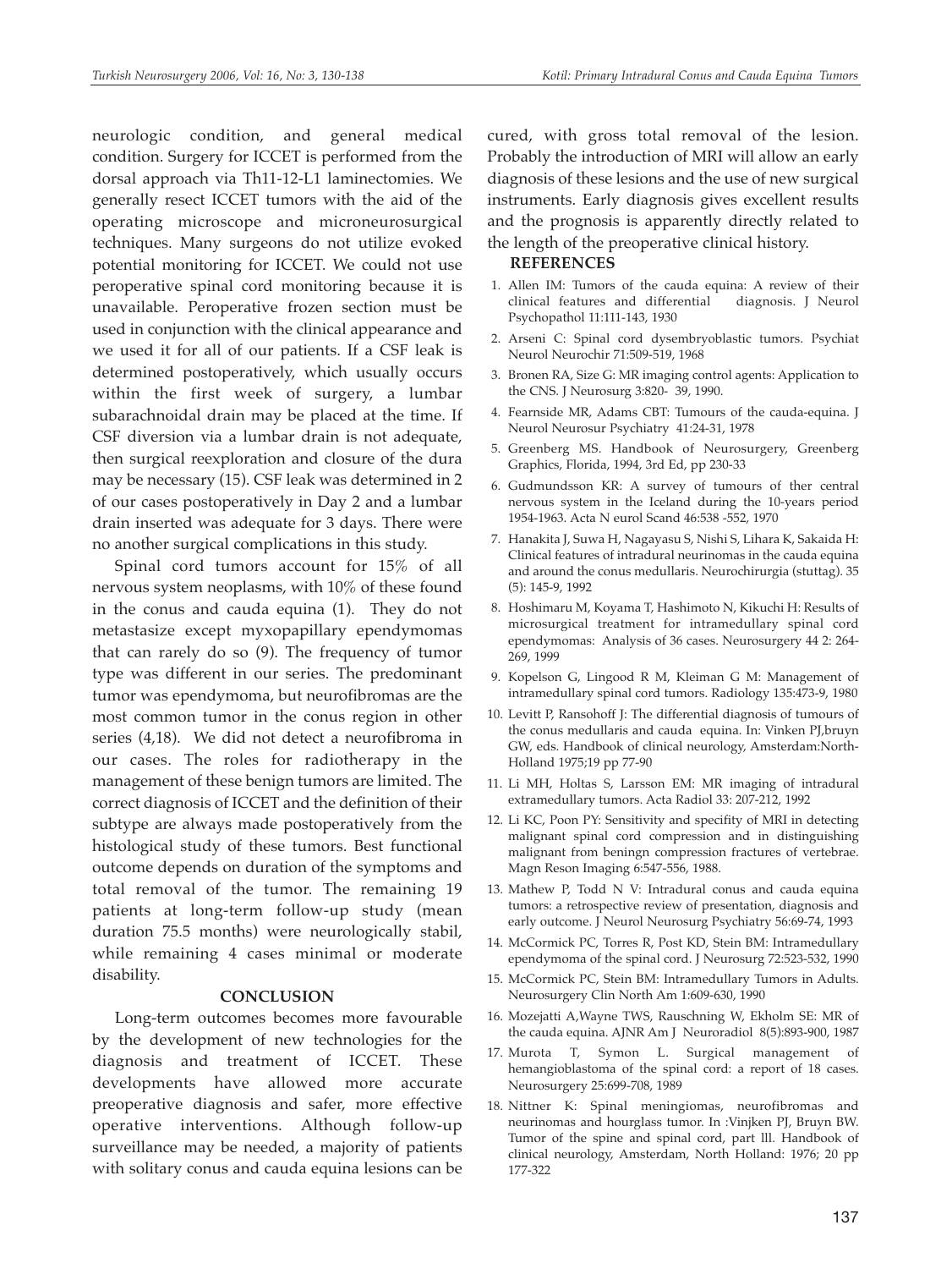neurologic condition, and general medical condition. Surgery for ICCET is performed from the dorsal approach via Th11-12-L1 laminectomies. We generally resect ICCET tumors with the aid of the operating microscope and microneurosurgical techniques. Many surgeons do not utilize evoked potential monitoring for ICCET. We could not use peroperative spinal cord monitoring because it is unavailable. Peroperative frozen section must be used in conjunction with the clinical appearance and we used it for all of our patients. If a CSF leak is determined postoperatively, which usually occurs within the first week of surgery, a lumbar subarachnoidal drain may be placed at the time. If CSF diversion via a lumbar drain is not adequate, then surgical reexploration and closure of the dura may be necessary (15). CSF leak was determined in 2 of our cases postoperatively in Day 2 and a lumbar drain inserted was adequate for 3 days. There were no another surgical complications in this study.

Spinal cord tumors account for 15% of all nervous system neoplasms, with 10% of these found in the conus and cauda equina (1). They do not metastasize except myxopapillary ependymomas that can rarely do so (9). The frequency of tumor type was different in our series. The predominant tumor was ependymoma, but neurofibromas are the most common tumor in the conus region in other series (4,18). We did not detect a neurofibroma in our cases. The roles for radiotherapy in the management of these benign tumors are limited. The correct diagnosis of ICCET and the definition of their subtype are always made postoperatively from the histological study of these tumors. Best functional outcome depends on duration of the symptoms and total removal of the tumor. The remaining 19 patients at long-term follow-up study (mean duration 75.5 months) were neurologically stabil, while remaining 4 cases minimal or moderate disability.

## CONCLUSION

Long-term outcomes becomes more favourable by the development of new technologies for the diagnosis and treatment of ICCET. These developments have allowed more accurate preoperative diagnosis and safer, more effective operative interventions. Although follow-up surveillance may be needed, a majority of patients with solitary conus and cauda equina lesions can be cured, with gross total removal of the lesion. Probably the introduction of MRI will allow an early diagnosis of these lesions and the use of new surgical instruments. Early diagnosis gives excellent results and the prognosis is apparently directly related to the length of the preoperative clinical history.

## REFERENCES

1. Allen IM: Tumors of the cauda equina: A review of their clinical features and differential diagnosis. J Neurol Psychopathol 11:111-143, 1930
2. Arseni C: Spinal cord dysembryoblastic tumors. Psychiat Neurol Neurochir 71:509-519, 1968
3. Bronen RA, Size G: MR imaging control agents: Application to the CNS. J Neurosurg 3:820- 39, 1990.
4. Fearnside MR, Adams CBT: Tumours of the cauda-equina. J Neurol Neurosur Psychiatry 41:24-31, 1978
5. Greenberg MS. Handbook of Neurosurgery, Greenberg Graphics, Florida, 1994, 3rd Ed, pp 230-33
6. Gudmundsson KR: A survey of tumours of ther central nervous system in the Iceland during the 10-years period 1954-1963. Acta N eurol Scand 46:538 -552, 1970
7. Hanakita J, Suwa H, Nagayasu S, Nishi S, Lihara K, Sakaida H: Clinical features of intradural neurinomas in the cauda equina and around the conus medullaris. Neurochirurgia (stuttag). 35 (5): 145-9, 1992
8. Hoshimaru M, Koyama T, Hashimoto N, Kikuchi H: Results of microsurgical treatment for intramedullary spinal cord ependymomas: Analysis of 36 cases. Neurosurgery 44 2: 264-269, 1999
9. Kopelson G, Lingood R M, Kleiman G M: Management of intramedullary spinal cord tumors. Radiology 135:473-9, 1980
10. Levitt P, Ransohoff J: The differential diagnosis of tumours of the conus medullaris and cauda equina. In: Vinken PJ,bruyn GW, eds. Handbook of clinical neurology, Amsterdam:North-Holland 1975;19 pp 77-90
11. Li MH, Holtas S, Larsson EM: MR imaging of intradural extramedullary tumors. Acta Radiol 33: 207-212, 1992
12. Li KC, Poon PY: Sensitivity and specifity of MRI in detecting malignant spinal cord compression and in distinguishing malignant from beningn compression fractures of vertebrae. Magn Reson Imaging 6:547-556, 1988.
13. Mathew P, Todd N V: Intradural conus and cauda equina tumors: a retrospective review of presentation, diagnosis and early outcome. J Neurol Neurosurg Psychiatry 56:69-74, 1993
14. McCormick PC, Torres R, Post KD, Stein BM: Intramedullary ependymoma of the spinal cord. J Neurosurg 72:523-532, 1990
15. McCormick PC, Stein BM: Intramedullary Tumors in Adults. Neurosurgery Clin North Am 1:609-630, 1990
16. Mozejatti A,Wayne TWS, Rauschning W, Ekholm SE: MR of the cauda equina. AJNR Am J Neuroradiol 8(5):893-900, 1987
17. Murota T, Symon L. Surgical management of hemangioblastoma of the spinal cord: a report of 18 cases. Neurosurgery 25:699-708, 1989
18. Nittner K: Spinal meningiomas, neurofibromas and neurinomas and hourglass tumor. In :Vinjken PJ, Bruyn BW. Tumor of the spine and spinal cord, part lll. Handbook of clinical neurology, Amsterdam, North Holland: 1976; 20 pp 177-322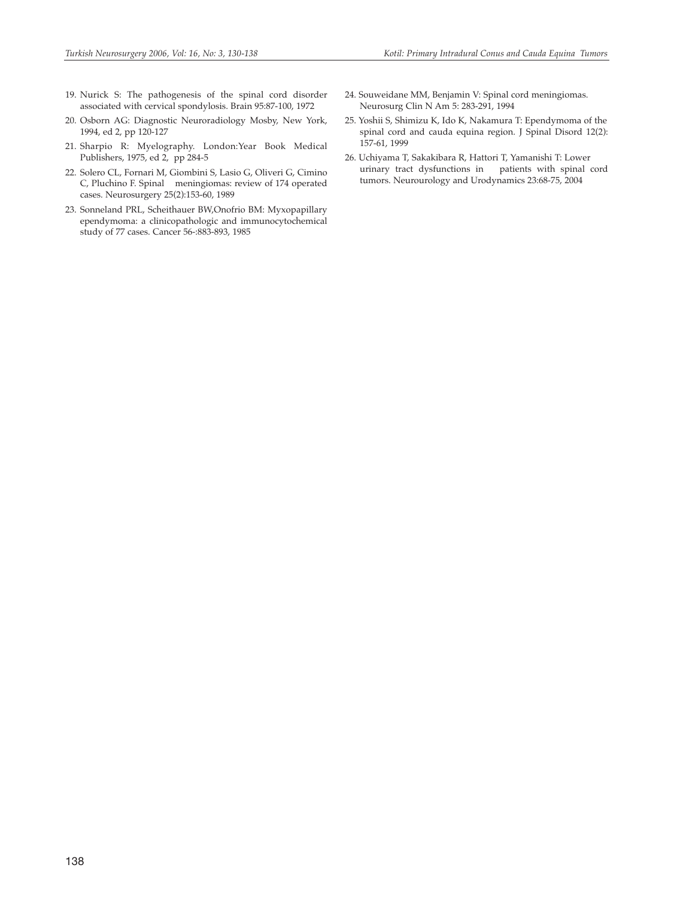19. Nurick S: The pathogenesis of the spinal cord disorder associated with cervical spondylosis. Brain 95:87-100, 1972
20. Osborn AG: Diagnostic Neuroradiology Mosby, New York, 1994, ed 2, pp 120-127
21. Sharpio R: Myelography. London:Year Book Medical Publishers, 1975, ed 2, pp 284-5
22. Solero CL, Fornari M, Giombini S, Lasio G, Oliveri G, Cimino C, Pluchino F. Spinal meningiomas: review of 174 operated cases. Neurosurgery 25(2):153-60, 1989
23. Sonneland PRL, Scheithauer BW,Onofrio BM: Myxopapillary ependymoma: a clinicopathologic and immunocytochemical study of 77 cases. Cancer 56-:883-893, 1985
24. Souweidane MM, Benjamin V: Spinal cord meningiomas. Neurosurg Clin N Am 5: 283-291, 1994
25. Yoshii S, Shimizu K, Ido K, Nakamura T: Ependymoma of the spinal cord and cauda equina region. J Spinal Disord 12(2): 157-61, 1999
26. Uchiyama T, Sakakibara R, Hattori T, Yamanishi T: Lower urinary tract dysfunctions in patients with spinal cord tumors. Neurourology and Urodynamics 23:68-75, 2004